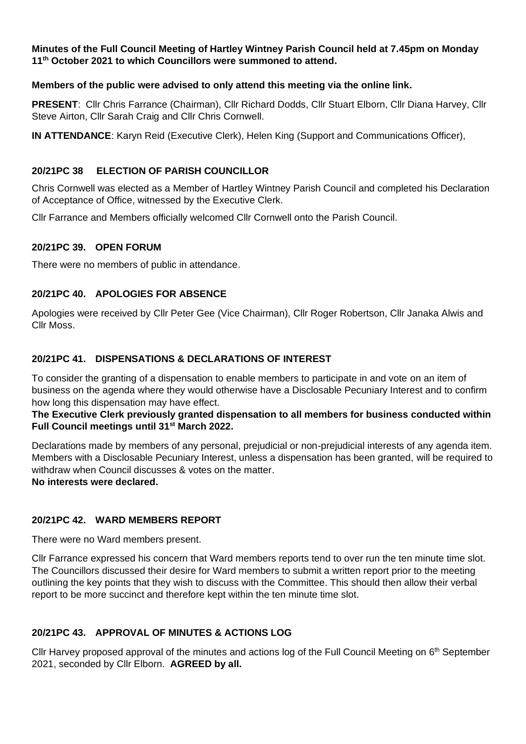**Minutes of the Full Council Meeting of Hartley Wintney Parish Council held at 7.45pm on Monday 11th October 2021 to which Councillors were summoned to attend.**

**Members of the public were advised to only attend this meeting via the online link.**

**PRESENT**: Cllr Chris Farrance (Chairman), Cllr Richard Dodds, Cllr Stuart Elborn, Cllr Diana Harvey, Cllr Steve Airton, Cllr Sarah Craig and Cllr Chris Cornwell.

**IN ATTENDANCE**: Karyn Reid (Executive Clerk), Helen King (Support and Communications Officer),

## 20/21PC 38 ELECTION OF PARISH COUNCILLOR

Chris Cornwell was elected as a Member of Hartley Wintney Parish Council and completed his Declaration of Acceptance of Office, witnessed by the Executive Clerk.

Cllr Farrance and Members officially welcomed Cllr Cornwell onto the Parish Council.

## 20/21PC 39. OPEN FORUM

There were no members of public in attendance.

## 20/21PC 40. APOLOGIES FOR ABSENCE

Apologies were received by Cllr Peter Gee (Vice Chairman), Cllr Roger Robertson, Cllr Janaka Alwis and Cllr Moss.

## 20/21PC 41. DISPENSATIONS & DECLARATIONS OF INTEREST

To consider the granting of a dispensation to enable members to participate in and vote on an item of business on the agenda where they would otherwise have a Disclosable Pecuniary Interest and to confirm how long this dispensation may have effect.

**The Executive Clerk previously granted dispensation to all members for business conducted within Full Council meetings until 31st March 2022.**

Declarations made by members of any personal, prejudicial or non-prejudicial interests of any agenda item. Members with a Disclosable Pecuniary Interest, unless a dispensation has been granted, will be required to withdraw when Council discusses & votes on the matter.

**No interests were declared.**

## 20/21PC 42. WARD MEMBERS REPORT

There were no Ward members present.

Cllr Farrance expressed his concern that Ward members reports tend to over run the ten minute time slot. The Councillors discussed their desire for Ward members to submit a written report prior to the meeting outlining the key points that they wish to discuss with the Committee. This should then allow their verbal report to be more succinct and therefore kept within the ten minute time slot.

## 20/21PC 43. APPROVAL OF MINUTES & ACTIONS LOG

Cllr Harvey proposed approval of the minutes and actions log of the Full Council Meeting on 6th September 2021, seconded by Cllr Elborn. **AGREED by all.**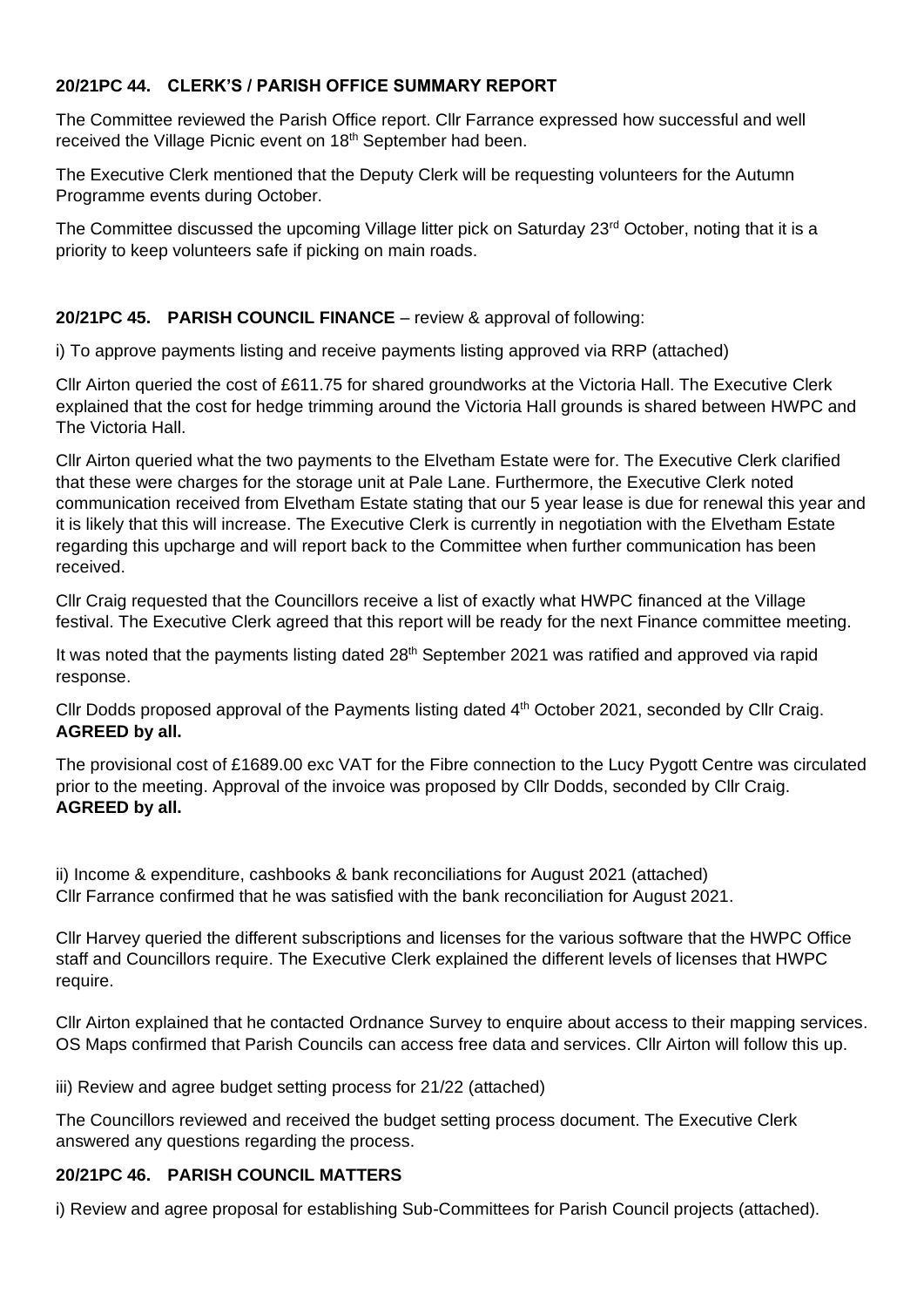**20/21PC 44. CLERK'S / PARISH OFFICE SUMMARY REPORT**

The Committee reviewed the Parish Office report. Cllr Farrance expressed how successful and well received the Village Picnic event on 18th September had been.

The Executive Clerk mentioned that the Deputy Clerk will be requesting volunteers for the Autumn Programme events during October.

The Committee discussed the upcoming Village litter pick on Saturday 23rd October, noting that it is a priority to keep volunteers safe if picking on main roads.

**20/21PC 45. PARISH COUNCIL FINANCE** – review & approval of following:

i) To approve payments listing and receive payments listing approved via RRP (attached)

Cllr Airton queried the cost of £611.75 for shared groundworks at the Victoria Hall. The Executive Clerk explained that the cost for hedge trimming around the Victoria Hall grounds is shared between HWPC and The Victoria Hall.

Cllr Airton queried what the two payments to the Elvetham Estate were for. The Executive Clerk clarified that these were charges for the storage unit at Pale Lane. Furthermore, the Executive Clerk noted communication received from Elvetham Estate stating that our 5 year lease is due for renewal this year and it is likely that this will increase. The Executive Clerk is currently in negotiation with the Elvetham Estate regarding this upcharge and will report back to the Committee when further communication has been received.

Cllr Craig requested that the Councillors receive a list of exactly what HWPC financed at the Village festival. The Executive Clerk agreed that this report will be ready for the next Finance committee meeting.

It was noted that the payments listing dated 28th September 2021 was ratified and approved via rapid response.

Cllr Dodds proposed approval of the Payments listing dated 4th October 2021, seconded by Cllr Craig. **AGREED by all.**

The provisional cost of £1689.00 exc VAT for the Fibre connection to the Lucy Pygott Centre was circulated prior to the meeting. Approval of the invoice was proposed by Cllr Dodds, seconded by Cllr Craig. **AGREED by all.**

ii) Income & expenditure, cashbooks & bank reconciliations for August 2021 (attached)
Cllr Farrance confirmed that he was satisfied with the bank reconciliation for August 2021.

Cllr Harvey queried the different subscriptions and licenses for the various software that the HWPC Office staff and Councillors require. The Executive Clerk explained the different levels of licenses that HWPC require.

Cllr Airton explained that he contacted Ordnance Survey to enquire about access to their mapping services. OS Maps confirmed that Parish Councils can access free data and services. Cllr Airton will follow this up.

iii) Review and agree budget setting process for 21/22 (attached)

The Councillors reviewed and received the budget setting process document. The Executive Clerk answered any questions regarding the process.

**20/21PC 46. PARISH COUNCIL MATTERS**

i) Review and agree proposal for establishing Sub-Committees for Parish Council projects (attached).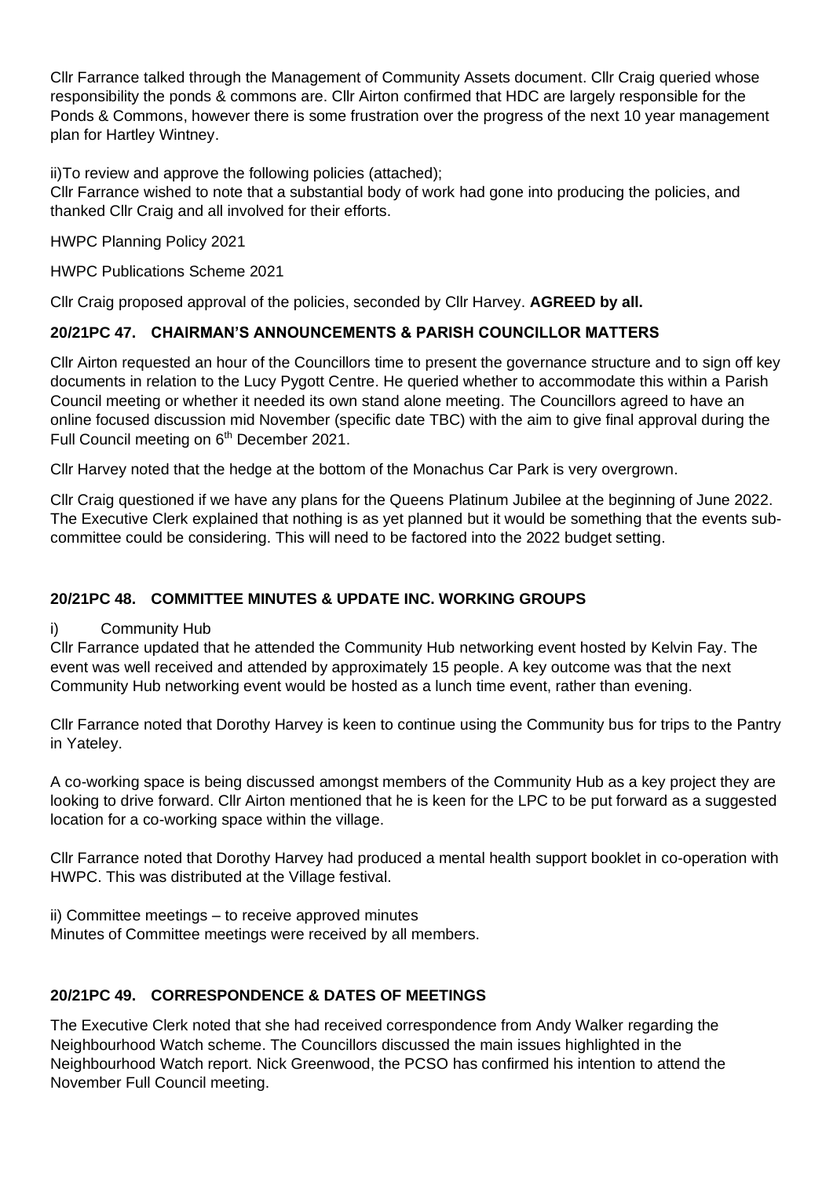Cllr Farrance talked through the Management of Community Assets document. Cllr Craig queried whose responsibility the ponds & commons are. Cllr Airton confirmed that HDC are largely responsible for the Ponds & Commons, however there is some frustration over the progress of the next 10 year management plan for Hartley Wintney.

ii)To review and approve the following policies (attached);
Cllr Farrance wished to note that a substantial body of work had gone into producing the policies, and thanked Cllr Craig and all involved for their efforts.

HWPC Planning Policy 2021

HWPC Publications Scheme 2021

Cllr Craig proposed approval of the policies, seconded by Cllr Harvey. **AGREED by all.**

### 20/21PC 47. CHAIRMAN'S ANNOUNCEMENTS & PARISH COUNCILLOR MATTERS

Cllr Airton requested an hour of the Councillors time to present the governance structure and to sign off key documents in relation to the Lucy Pygott Centre. He queried whether to accommodate this within a Parish Council meeting or whether it needed its own stand alone meeting. The Councillors agreed to have an online focused discussion mid November (specific date TBC) with the aim to give final approval during the Full Council meeting on 6th December 2021.

Cllr Harvey noted that the hedge at the bottom of the Monachus Car Park is very overgrown.

Cllr Craig questioned if we have any plans for the Queens Platinum Jubilee at the beginning of June 2022. The Executive Clerk explained that nothing is as yet planned but it would be something that the events sub-committee could be considering. This will need to be factored into the 2022 budget setting.

### 20/21PC 48. COMMITTEE MINUTES & UPDATE INC. WORKING GROUPS

i) Community Hub
Cllr Farrance updated that he attended the Community Hub networking event hosted by Kelvin Fay. The event was well received and attended by approximately 15 people. A key outcome was that the next Community Hub networking event would be hosted as a lunch time event, rather than evening.

Cllr Farrance noted that Dorothy Harvey is keen to continue using the Community bus for trips to the Pantry in Yateley.

A co-working space is being discussed amongst members of the Community Hub as a key project they are looking to drive forward. Cllr Airton mentioned that he is keen for the LPC to be put forward as a suggested location for a co-working space within the village.

Cllr Farrance noted that Dorothy Harvey had produced a mental health support booklet in co-operation with HWPC. This was distributed at the Village festival.

ii) Committee meetings – to receive approved minutes
Minutes of Committee meetings were received by all members.

### 20/21PC 49. CORRESPONDENCE & DATES OF MEETINGS

The Executive Clerk noted that she had received correspondence from Andy Walker regarding the Neighbourhood Watch scheme. The Councillors discussed the main issues highlighted in the Neighbourhood Watch report. Nick Greenwood, the PCSO has confirmed his intention to attend the November Full Council meeting.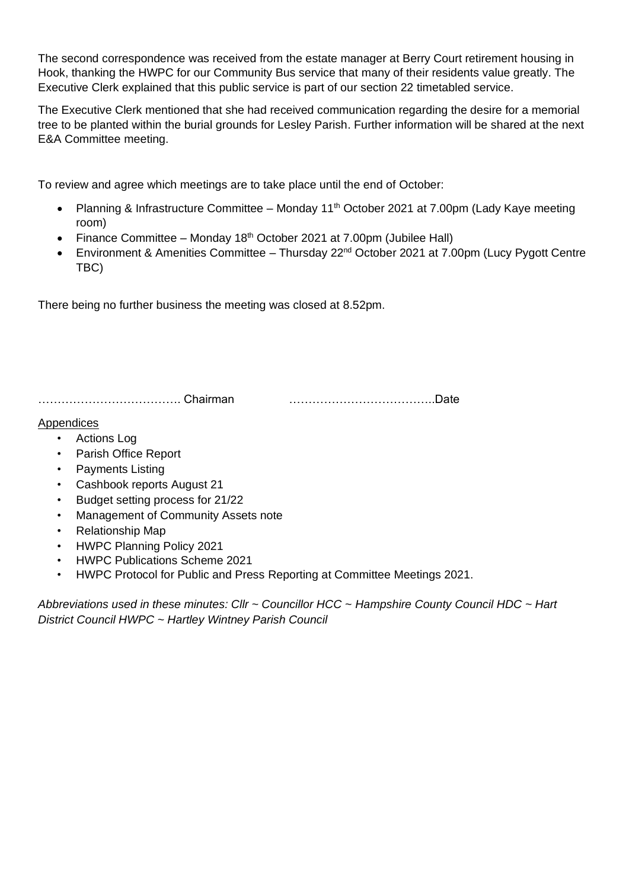The second correspondence was received from the estate manager at Berry Court retirement housing in Hook, thanking the HWPC for our Community Bus service that many of their residents value greatly. The Executive Clerk explained that this public service is part of our section 22 timetabled service.

The Executive Clerk mentioned that she had received communication regarding the desire for a memorial tree to be planted within the burial grounds for Lesley Parish. Further information will be shared at the next E&A Committee meeting.

To review and agree which meetings are to take place until the end of October:

- Planning & Infrastructure Committee – Monday 11th October 2021 at 7.00pm (Lady Kaye meeting room)
- Finance Committee – Monday 18th October 2021 at 7.00pm (Jubilee Hall)
- Environment & Amenities Committee – Thursday 22nd October 2021 at 7.00pm (Lucy Pygott Centre TBC)

There being no further business the meeting was closed at 8.52pm.

………………………………. Chairman ………………………………..Date

Appendices

- Actions Log
- Parish Office Report
- Payments Listing
- Cashbook reports August 21
- Budget setting process for 21/22
- Management of Community Assets note
- Relationship Map
- HWPC Planning Policy 2021
- HWPC Publications Scheme 2021
- HWPC Protocol for Public and Press Reporting at Committee Meetings 2021.

*Abbreviations used in these minutes: Cllr ~ Councillor HCC ~ Hampshire County Council HDC ~ Hart District Council HWPC ~ Hartley Wintney Parish Council*